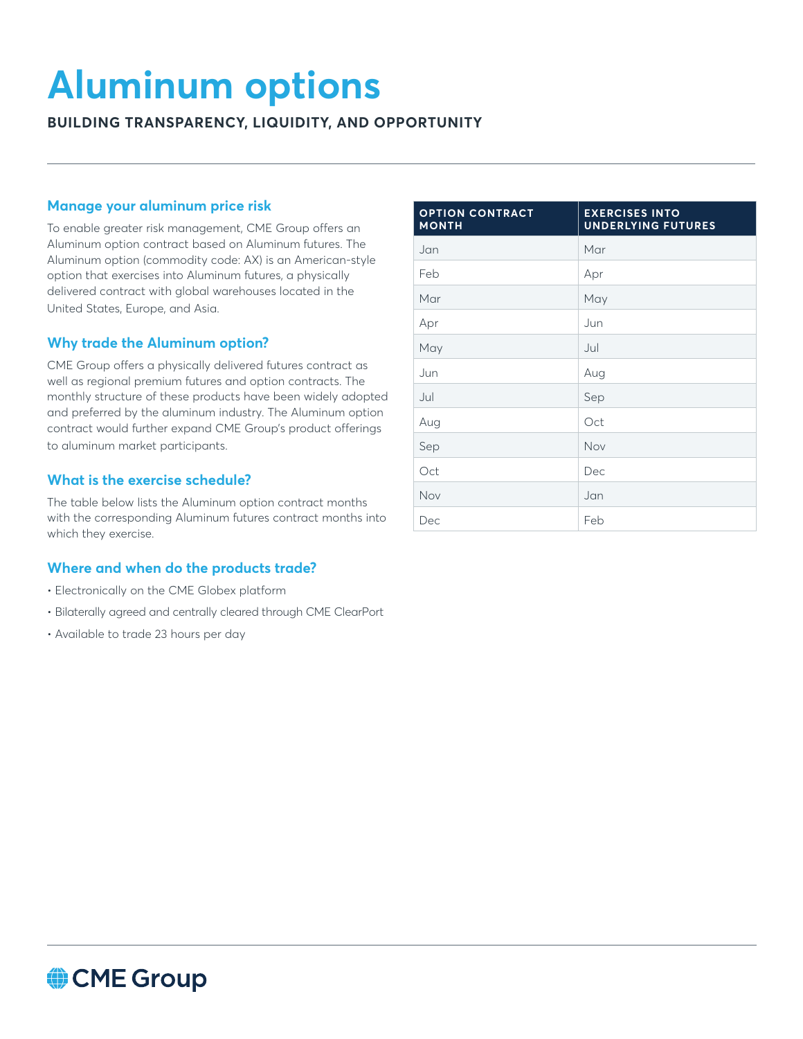# Aluminum options

**BUILDING TRANSPARENCY, LIQUIDITY, AND OPPORTUNITY**

## Manage your aluminum price risk

To enable greater risk management, CME Group offers an Aluminum option contract based on Aluminum futures. The Aluminum option (commodity code: AX) is an American-style option that exercises into Aluminum futures, a physically delivered contract with global warehouses located in the United States, Europe, and Asia.

## Why trade the Aluminum option?

CME Group offers a physically delivered futures contract as well as regional premium futures and option contracts. The monthly structure of these products have been widely adopted and preferred by the aluminum industry. The Aluminum option contract would further expand CME Group's product offerings to aluminum market participants.

## What is the exercise schedule?

The table below lists the Aluminum option contract months with the corresponding Aluminum futures contract months into which they exercise.

| OPTION CONTRACT MONTH | EXERCISES INTO UNDERLYING FUTURES |
|---|---|
| Jan | Mar |
| Feb | Apr |
| Mar | May |
| Apr | Jun |
| May | Jul |
| Jun | Aug |
| Jul | Sep |
| Aug | Oct |
| Sep | Nov |
| Oct | Dec |
| Nov | Jan |
| Dec | Feb |

## Where and when do the products trade?

- Electronically on the CME Globex platform
- Bilaterally agreed and centrally cleared through CME ClearPort
- Available to trade 23 hours per day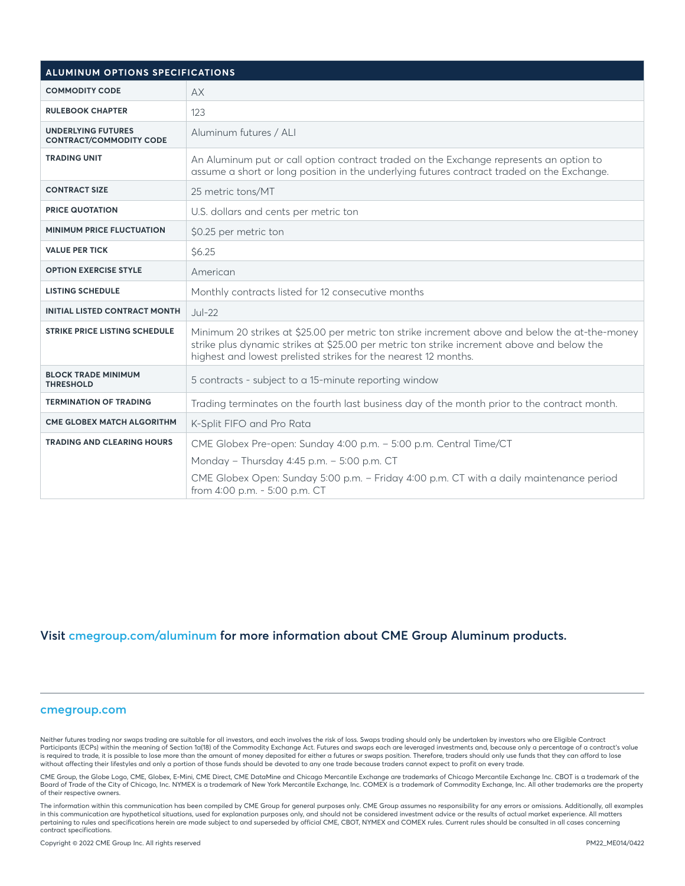| ALUMINUM OPTIONS SPECIFICATIONS | |
|---|---|
| **COMMODITY CODE** | AX |
| **RULEBOOK CHAPTER** | 123 |
| **UNDERLYING FUTURES CONTRACT/COMMODITY CODE** | Aluminum futures / ALI |
| **TRADING UNIT** | An Aluminum put or call option contract traded on the Exchange represents an option to assume a short or long position in the underlying futures contract traded on the Exchange. |
| **CONTRACT SIZE** | 25 metric tons/MT |
| **PRICE QUOTATION** | U.S. dollars and cents per metric ton |
| **MINIMUM PRICE FLUCTUATION** | $0.25 per metric ton |
| **VALUE PER TICK** | $6.25 |
| **OPTION EXERCISE STYLE** | American |
| **LISTING SCHEDULE** | Monthly contracts listed for 12 consecutive months |
| **INITIAL LISTED CONTRACT MONTH** | Jul-22 |
| **STRIKE PRICE LISTING SCHEDULE** | Minimum 20 strikes at $25.00 per metric ton strike increment above and below the at-the-money strike plus dynamic strikes at $25.00 per metric ton strike increment above and below the highest and lowest prelisted strikes for the nearest 12 months. |
| **BLOCK TRADE MINIMUM THRESHOLD** | 5 contracts - subject to a 15-minute reporting window |
| **TERMINATION OF TRADING** | Trading terminates on the fourth last business day of the month prior to the contract month. |
| **CME GLOBEX MATCH ALGORITHM** | K-Split FIFO and Pro Rata |
| **TRADING AND CLEARING HOURS** | CME Globex Pre-open: Sunday 4:00 p.m. – 5:00 p.m. Central Time/CT<br>Monday – Thursday 4:45 p.m. – 5:00 p.m. CT<br>CME Globex Open: Sunday 5:00 p.m. – Friday 4:00 p.m. CT with a daily maintenance period from 4:00 p.m. - 5:00 p.m. CT |

**Visit cmegroup.com/aluminum for more information about CME Group Aluminum products.**

cmegroup.com

Neither futures trading nor swaps trading are suitable for all investors, and each involves the risk of loss. Swaps trading should only be undertaken by investors who are Eligible Contract Participants (ECPs) within the meaning of Section 1a(18) of the Commodity Exchange Act. Futures and swaps each are leveraged investments and, because only a percentage of a contract's value is required to trade, it is possible to lose more than the amount of money deposited for either a futures or swaps position. Therefore, traders should only use funds that they can afford to lose without affecting their lifestyles and only a portion of those funds should be devoted to any one trade because traders cannot expect to profit on every trade.

CME Group, the Globe Logo, CME, Globex, E-Mini, CME Direct, CME DataMine and Chicago Mercantile Exchange are trademarks of Chicago Mercantile Exchange Inc. CBOT is a trademark of the Board of Trade of the City of Chicago, Inc. NYMEX is a trademark of New York Mercantile Exchange, Inc. COMEX is a trademark of Commodity Exchange, Inc. All other trademarks are the property of their respective owners.

The information within this communication has been compiled by CME Group for general purposes only. CME Group assumes no responsibility for any errors or omissions. Additionally, all examples in this communication are hypothetical situations, used for explanation purposes only, and should not be considered investment advice or the results of actual market experience. All matters pertaining to rules and specifications herein are made subject to and superseded by official CME, CBOT, NYMEX and COMEX rules. Current rules should be consulted in all cases concerning contract specifications.

Copyright © 2022 CME Group Inc. All rights reserved

PM22_ME014/0422